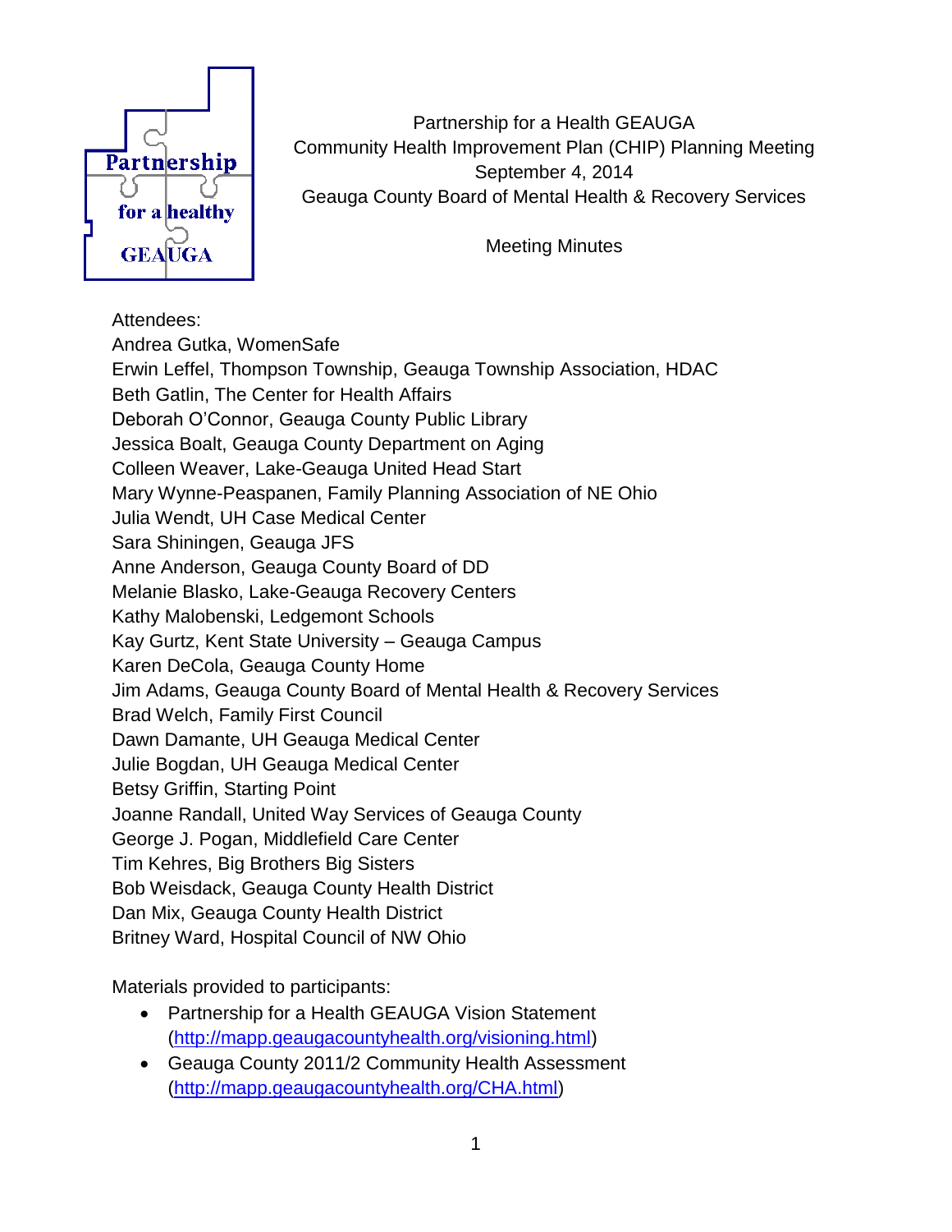Partnership for a Health GEAUGA
Community Health Improvement Plan (CHIP) Planning Meeting
September 4, 2014
Geauga County Board of Mental Health & Recovery Services

Meeting Minutes

Attendees:
Andrea Gutka, WomenSafe
Erwin Leffel, Thompson Township, Geauga Township Association, HDAC
Beth Gatlin, The Center for Health Affairs
Deborah O'Connor, Geauga County Public Library
Jessica Boalt, Geauga County Department on Aging
Colleen Weaver, Lake-Geauga United Head Start
Mary Wynne-Peaspanen, Family Planning Association of NE Ohio
Julia Wendt, UH Case Medical Center
Sara Shiningen, Geauga JFS
Anne Anderson, Geauga County Board of DD
Melanie Blasko, Lake-Geauga Recovery Centers
Kathy Malobenski, Ledgemont Schools
Kay Gurtz, Kent State University – Geauga Campus
Karen DeCola, Geauga County Home
Jim Adams, Geauga County Board of Mental Health & Recovery Services
Brad Welch, Family First Council
Dawn Damante, UH Geauga Medical Center
Julie Bogdan, UH Geauga Medical Center
Betsy Griffin, Starting Point
Joanne Randall, United Way Services of Geauga County
George J. Pogan, Middlefield Care Center
Tim Kehres, Big Brothers Big Sisters
Bob Weisdack, Geauga County Health District
Dan Mix, Geauga County Health District
Britney Ward, Hospital Council of NW Ohio

Materials provided to participants:

- Partnership for a Health GEAUGA Vision Statement (http://mapp.geaugacountyhealth.org/visioning.html)
- Geauga County 2011/2 Community Health Assessment (http://mapp.geaugacountyhealth.org/CHA.html)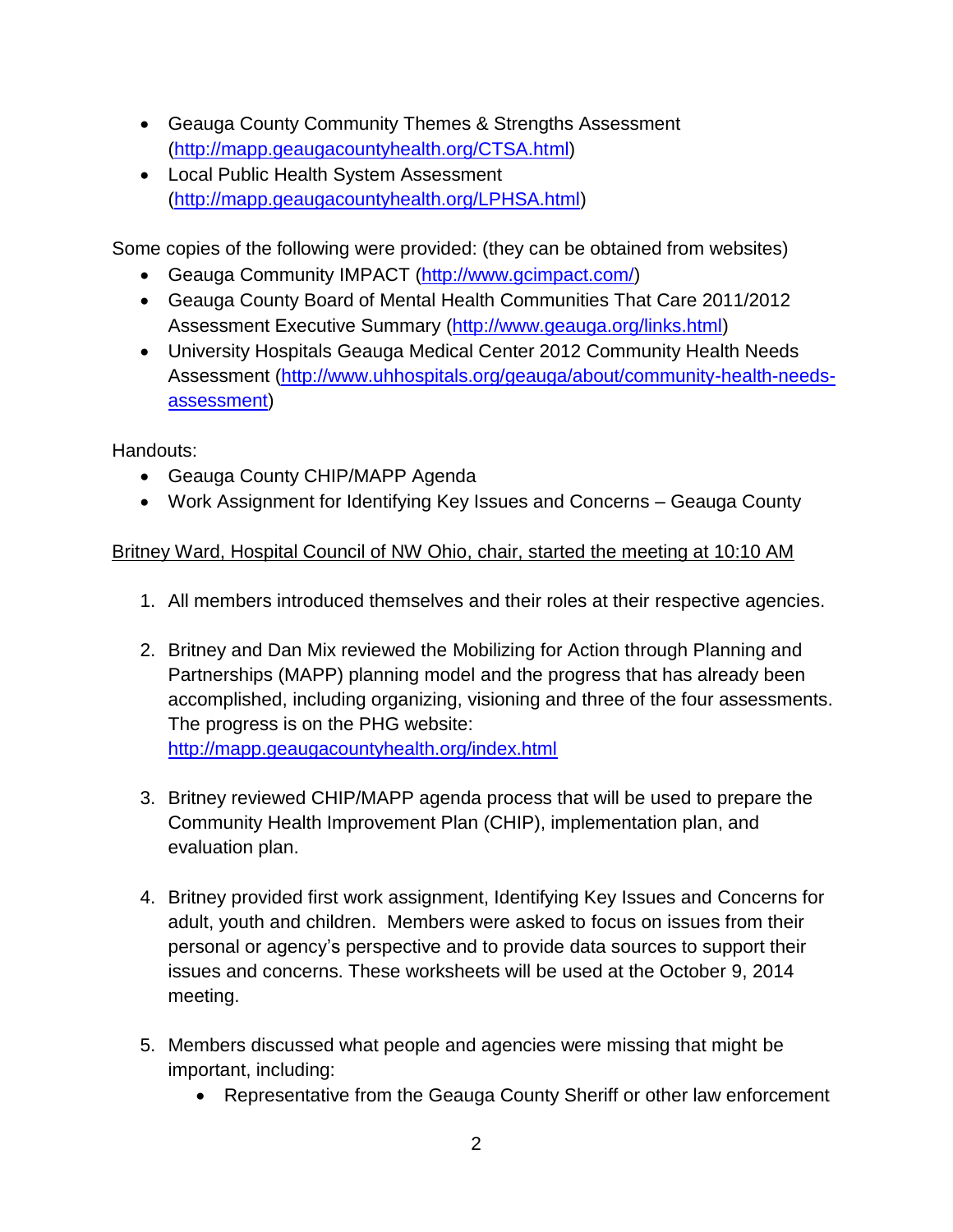- Geauga County Community Themes & Strengths Assessment (http://mapp.geaugacountyhealth.org/CTSA.html)
- Local Public Health System Assessment (http://mapp.geaugacountyhealth.org/LPHSA.html)

Some copies of the following were provided: (they can be obtained from websites)

- Geauga Community IMPACT (http://www.gcimpact.com/)
- Geauga County Board of Mental Health Communities That Care 2011/2012 Assessment Executive Summary (http://www.geauga.org/links.html)
- University Hospitals Geauga Medical Center 2012 Community Health Needs Assessment (http://www.uhhospitals.org/geauga/about/community-health-needs-assessment)

Handouts:

- Geauga County CHIP/MAPP Agenda
- Work Assignment for Identifying Key Issues and Concerns – Geauga County

<u>Britney Ward, Hospital Council of NW Ohio, chair, started the meeting at 10:10 AM</u>

1. All members introduced themselves and their roles at their respective agencies.

2. Britney and Dan Mix reviewed the Mobilizing for Action through Planning and Partnerships (MAPP) planning model and the progress that has already been accomplished, including organizing, visioning and three of the four assessments. The progress is on the PHG website: http://mapp.geaugacountyhealth.org/index.html

3. Britney reviewed CHIP/MAPP agenda process that will be used to prepare the Community Health Improvement Plan (CHIP), implementation plan, and evaluation plan.

4. Britney provided first work assignment, Identifying Key Issues and Concerns for adult, youth and children. Members were asked to focus on issues from their personal or agency's perspective and to provide data sources to support their issues and concerns. These worksheets will be used at the October 9, 2014 meeting.

5. Members discussed what people and agencies were missing that might be important, including:
   - Representative from the Geauga County Sheriff or other law enforcement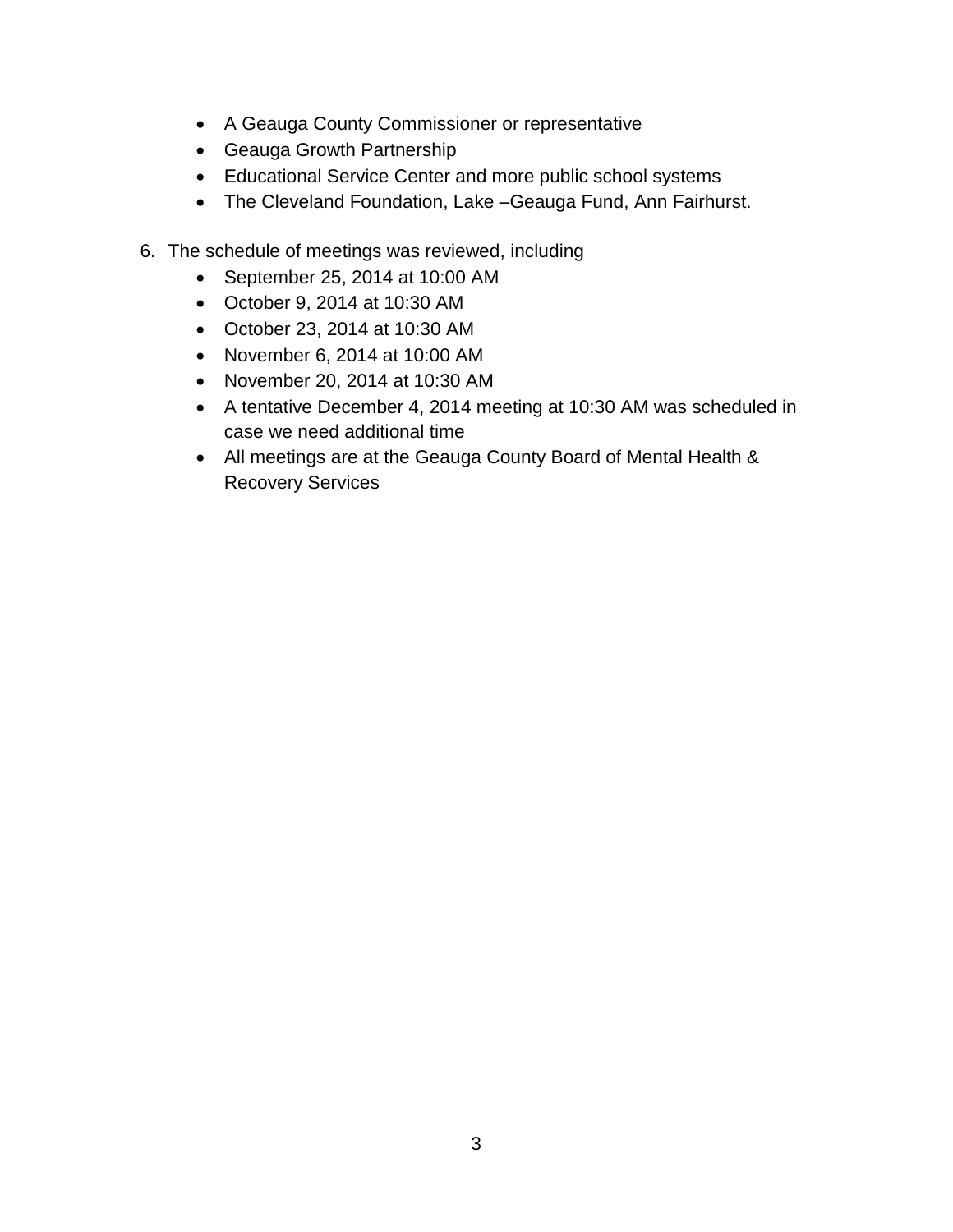- A Geauga County Commissioner or representative
- Geauga Growth Partnership
- Educational Service Center and more public school systems
- The Cleveland Foundation, Lake –Geauga Fund, Ann Fairhurst.

6. The schedule of meetings was reviewed, including
   - September 25, 2014 at 10:00 AM
   - October 9, 2014 at 10:30 AM
   - October 23, 2014 at 10:30 AM
   - November 6, 2014 at 10:00 AM
   - November 20, 2014 at 10:30 AM
   - A tentative December 4, 2014 meeting at 10:30 AM was scheduled in case we need additional time
   - All meetings are at the Geauga County Board of Mental Health & Recovery Services